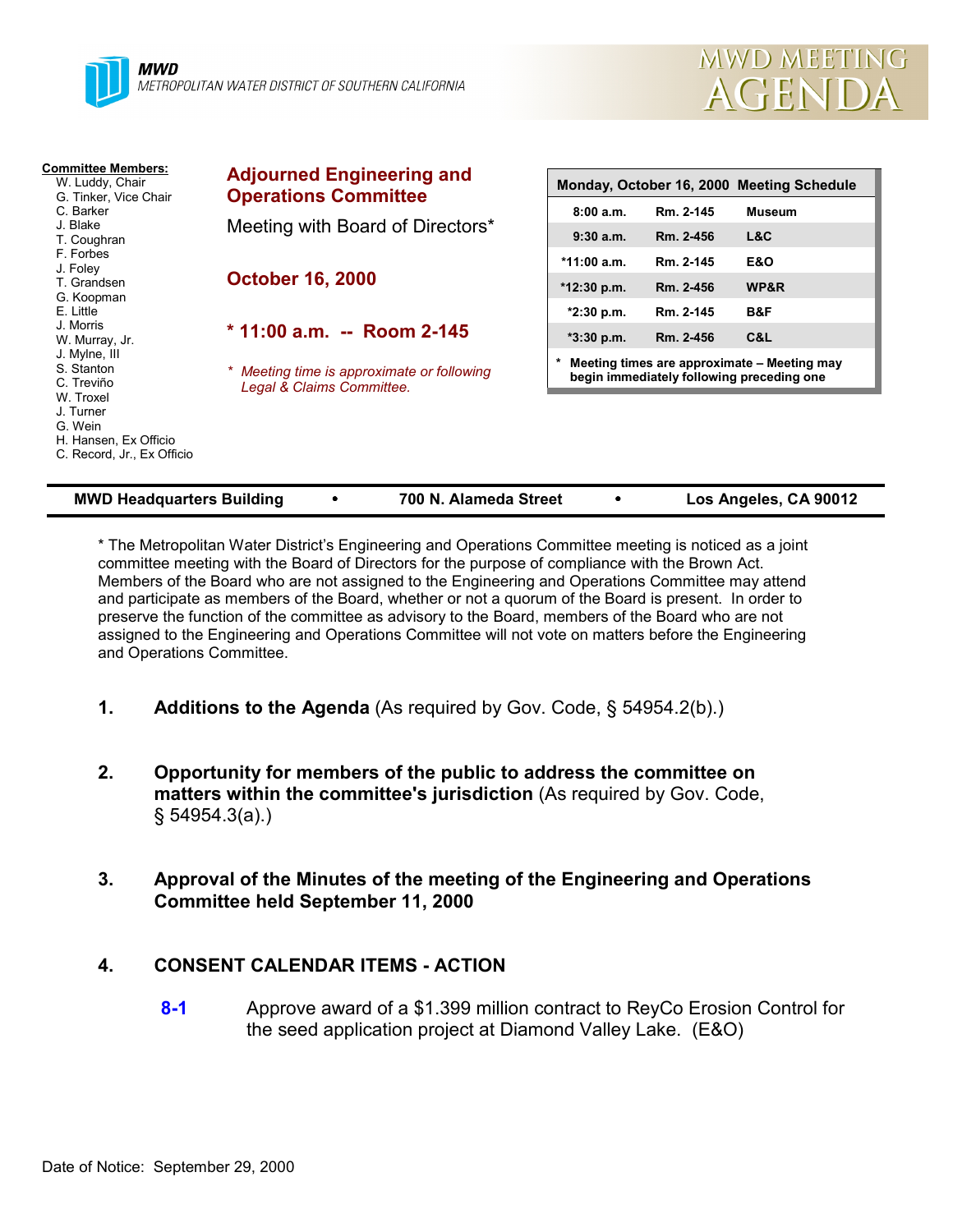MWD
METROPOLITAN WATER DISTRICT OF SOUTHERN CALIFORNIA

# MWD MEETING AGENDA

**Committee Members:**
W. Luddy, Chair
G. Tinker, Vice Chair
C. Barker
J. Blake
T. Coughran
F. Forbes
J. Foley
T. Grandsen
G. Koopman
E. Little
J. Morris
W. Murray, Jr.
J. Mylne, III
S. Stanton
C. Treviño
W. Troxel
J. Turner
G. Wein
H. Hansen, Ex Officio
C. Record, Jr., Ex Officio

## Adjourned Engineering and Operations Committee

Meeting with Board of Directors*

**October 16, 2000**

**\* 11:00 a.m. -- Room 2-145**

*\* Meeting time is approximate or following Legal & Claims Committee.*

| Monday, October 16, 2000 Meeting Schedule | | |
|---|---|---|
| 8:00 a.m. | Rm. 2-145 | Museum |
| 9:30 a.m. | Rm. 2-456 | L&C |
| *11:00 a.m. | Rm. 2-145 | E&O |
| *12:30 p.m. | Rm. 2-456 | WP&R |
| *2:30 p.m. | Rm. 2-145 | B&F |
| *3:30 p.m. | Rm. 2-456 | C&L |

\* Meeting times are approximate – Meeting may begin immediately following preceding one

**MWD Headquarters Building • 700 N. Alameda Street • Los Angeles, CA 90012**

\* The Metropolitan Water District's Engineering and Operations Committee meeting is noticed as a joint committee meeting with the Board of Directors for the purpose of compliance with the Brown Act. Members of the Board who are not assigned to the Engineering and Operations Committee may attend and participate as members of the Board, whether or not a quorum of the Board is present. In order to preserve the function of the committee as advisory to the Board, members of the Board who are not assigned to the Engineering and Operations Committee will not vote on matters before the Engineering and Operations Committee.

1. **Additions to the Agenda** (As required by Gov. Code, § 54954.2(b).)

2. **Opportunity for members of the public to address the committee on matters within the committee's jurisdiction** (As required by Gov. Code, § 54954.3(a).)

3. **Approval of the Minutes of the meeting of the Engineering and Operations Committee held September 11, 2000**

4. **CONSENT CALENDAR ITEMS - ACTION**

   **8-1** Approve award of a $1.399 million contract to ReyCo Erosion Control for the seed application project at Diamond Valley Lake. (E&O)

Date of Notice: September 29, 2000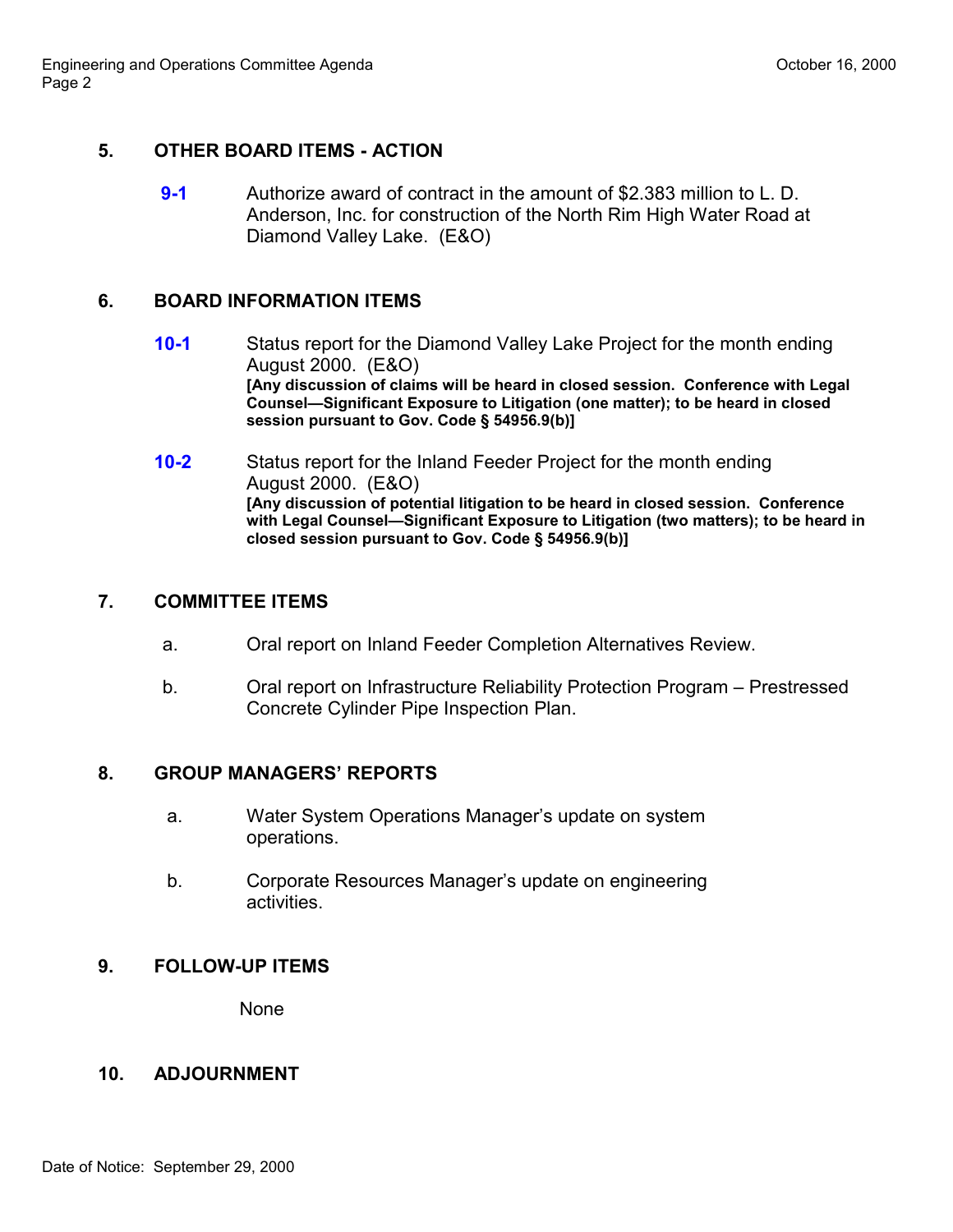## 5. OTHER BOARD ITEMS - ACTION

**9-1** Authorize award of contract in the amount of $2.383 million to L. D. Anderson, Inc. for construction of the North Rim High Water Road at Diamond Valley Lake. (E&O)

## 6. BOARD INFORMATION ITEMS

**10-1** Status report for the Diamond Valley Lake Project for the month ending August 2000. (E&O)
**[Any discussion of claims will be heard in closed session. Conference with Legal Counsel—Significant Exposure to Litigation (one matter); to be heard in closed session pursuant to Gov. Code § 54956.9(b)]**

**10-2** Status report for the Inland Feeder Project for the month ending August 2000. (E&O)
**[Any discussion of potential litigation to be heard in closed session. Conference with Legal Counsel—Significant Exposure to Litigation (two matters); to be heard in closed session pursuant to Gov. Code § 54956.9(b)]**

## 7. COMMITTEE ITEMS

a. Oral report on Inland Feeder Completion Alternatives Review.

b. Oral report on Infrastructure Reliability Protection Program – Prestressed Concrete Cylinder Pipe Inspection Plan.

## 8. GROUP MANAGERS' REPORTS

a. Water System Operations Manager's update on system operations.

b. Corporate Resources Manager's update on engineering activities.

## 9. FOLLOW-UP ITEMS

None

## 10. ADJOURNMENT

Date of Notice: September 29, 2000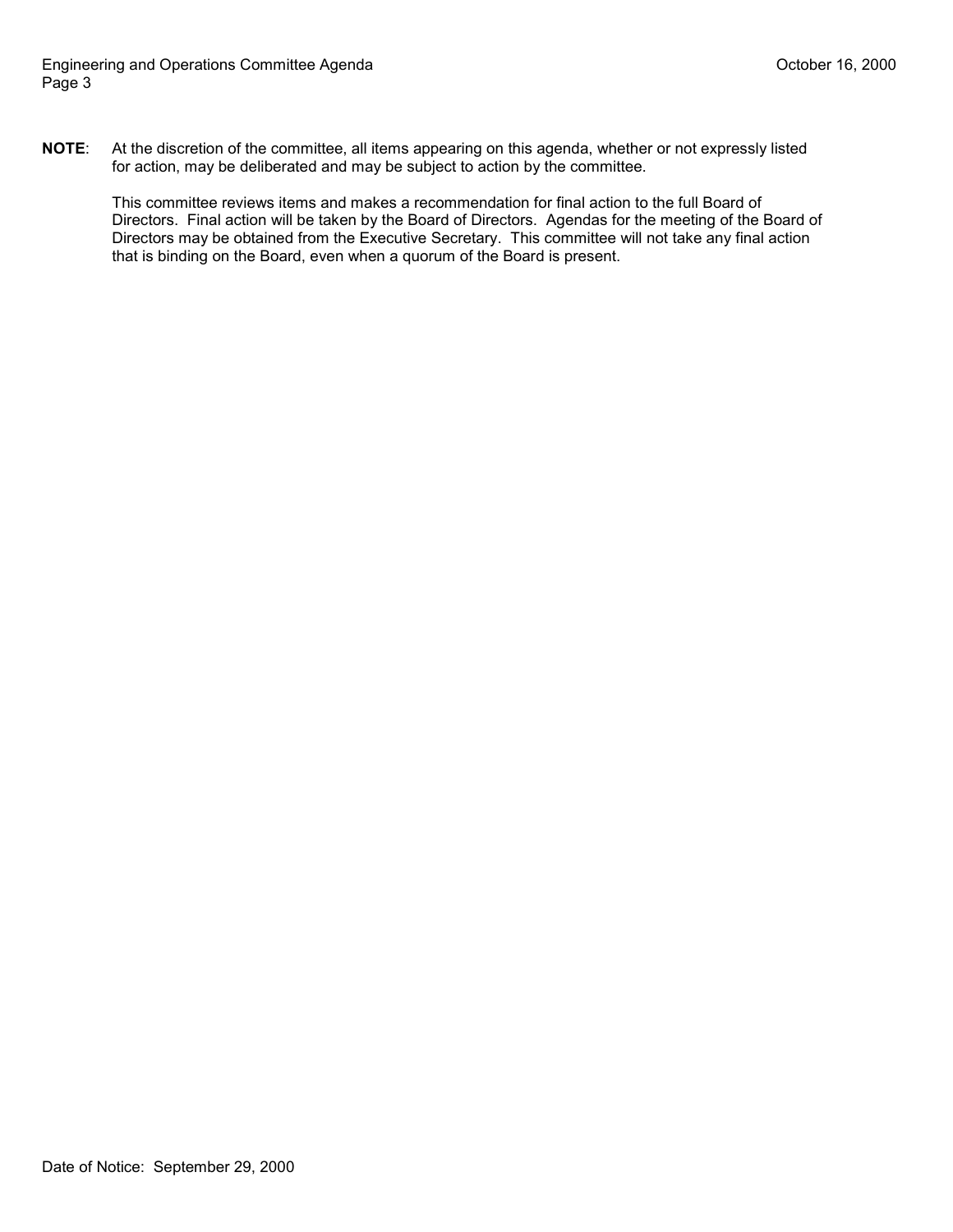**NOTE**: At the discretion of the committee, all items appearing on this agenda, whether or not expressly listed for action, may be deliberated and may be subject to action by the committee.

This committee reviews items and makes a recommendation for final action to the full Board of Directors. Final action will be taken by the Board of Directors. Agendas for the meeting of the Board of Directors may be obtained from the Executive Secretary. This committee will not take any final action that is binding on the Board, even when a quorum of the Board is present.

Date of Notice: September 29, 2000